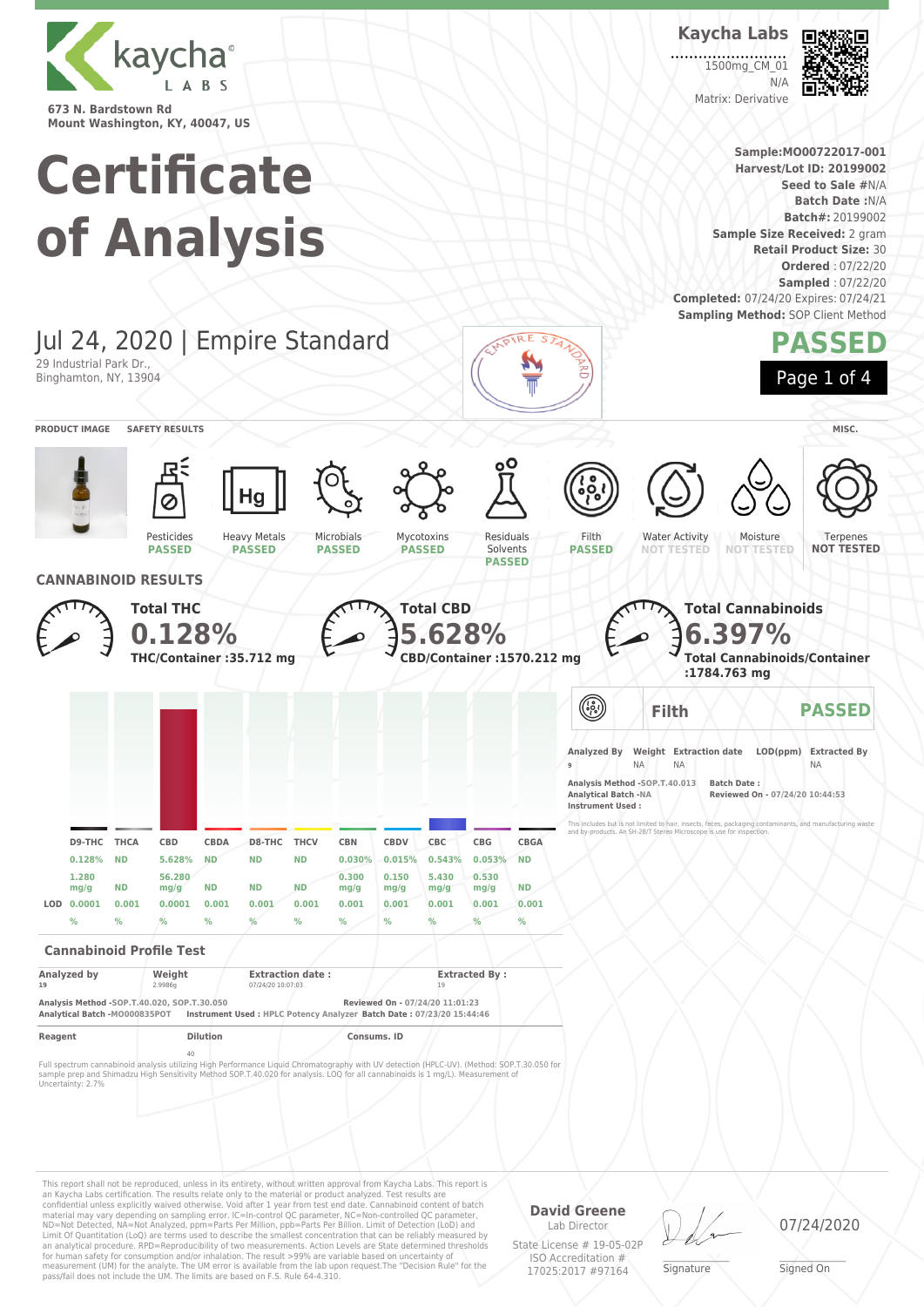kaycha LABS

673 N. Bardstown Rd
Mount Washington, KY, 40047, US

**Kaycha Labs**

1500mg_CM_01
N/A
Matrix: Derivative

# Certificate of Analysis

**Sample:**MO00722017-001
**Harvest/Lot ID:** 20199002
**Seed to Sale** #N/A
**Batch Date** :N/A
**Batch#:** 20199002
**Sample Size Received:** 2 gram
**Retail Product Size:** 30
**Ordered** : 07/22/20
**Sampled** : 07/22/20
**Completed:** 07/24/20 Expires: 07/24/21
**Sampling Method:** SOP Client Method

## Jul 24, 2020 | Empire Standard

29 Industrial Park Dr.,
Binghamton, NY, 13904

**PASSED**

**PRODUCT IMAGE** | **SAFETY RESULTS** | **MISC.**

| Pesticides | Heavy Metals | Microbials | Mycotoxins | Residuals Solvents | Filth | Water Activity | Moisture | Terpenes |
|---|---|---|---|---|---|---|---|---|
| PASSED | PASSED | PASSED | PASSED | PASSED | PASSED | NOT TESTED | NOT TESTED | NOT TESTED |

## CANNABINOID RESULTS

**Total THC**
**0.128%**
**THC/Container :35.712 mg**

**Total CBD**
**5.628%**
**CBD/Container :1570.212 mg**

**Total Cannabinoids**
**6.397%**
**Total Cannabinoids/Container :1784.763 mg**

| | D9-THC | THCA | CBD | CBDA | D8-THC | THCV | CBN | CBDV | CBC | CBG | CBGA |
|---|---|---|---|---|---|---|---|---|---|---|---|
| | 0.128% | ND | 5.628% | ND | ND | ND | 0.030% | 0.015% | 0.543% | 0.053% | ND |
| | 1.280 mg/g | ND | 56.280 mg/g | ND | ND | ND | 0.300 mg/g | 0.150 mg/g | 5.430 mg/g | 0.530 mg/g | ND |
| LOD | 0.0001 % | 0.001 % | 0.0001 % | 0.001 % | 0.001 % | 0.001 % | 0.001 % | 0.001 % | 0.001 % | 0.001 % | 0.001 % |

### Cannabinoid Profile Test

| Analyzed by | Weight | Extraction date : | Extracted By : |
|---|---|---|---|
| 19 | 2.9986g | 07/24/20 10:07:03 | 19 |

**Analysis Method -SOP.T.40.020, SOP.T.30.050** **Reviewed On - 07/24/20 11:01:23**
**Analytical Batch -MO000835POT** **Instrument Used : HPLC Potency Analyzer** **Batch Date : 07/23/20 15:44:46**

| Reagent | Dilution | Consums. ID |
|---|---|---|
| | 40 | |

Full spectrum cannabinoid analysis utilizing High Performance Liquid Chromatography with UV detection (HPLC-UV). (Method: SOP.T.30.050 for sample prep and Shimadzu High Sensitivity Method SOP.T.40.020 for analysis. LOQ for all cannabinoids is 1 mg/L). Measurement of Uncertainty: 2.7%

### Filth — PASSED

| Analyzed By | Weight | Extraction date | LOD(ppm) | Extracted By |
|---|---|---|---|---|
| 9 | NA | NA | | NA |

**Analysis Method -SOP.T.40.013** **Batch Date :**
**Analytical Batch -NA** **Reviewed On - 07/24/20 10:44:53**
**Instrument Used :**

This includes but is not limited to hair, insects, feces, packaging contaminants, and manufacturing waste and by-products. An SH-2B/T Stereo Microscope is use for inspection.

This report shall not be reproduced, unless in its entirety, without written approval from Kaycha Labs. This report is an Kaycha Labs certification. The results relate only to the material or product analyzed. Test results are confidential unless explicitly waived otherwise. Void after 1 year from test end date. Cannabinoid content of batch material may vary depending on sampling error. IC=In-control QC parameter, NC=Non-controlled QC parameter, ND=Not Detected, NA=Not Analyzed, ppm=Parts Per Million, ppb=Parts Per Billion. Limit of Detection (LoD) and Limit Of Quantitation (LoQ) are terms used to describe the smallest concentration that can be reliably measured by an analytical procedure. RPD=Reproducibility of two measurements. Action Levels are State determined thresholds for human safety for consumption and/or inhalation. The result >99% are variable based on uncertainty of measurement (UM) for the analyte. The UM error is available from the lab upon request.The "Decision Rule" for the pass/fail does not include the UM. The limits are based on F.S. Rule 64-4.310.

**David Greene**
Lab Director
State License # 19-05-02P
ISO Accreditation # 17025:2017 #97164

Signature

07/24/2020
Signed On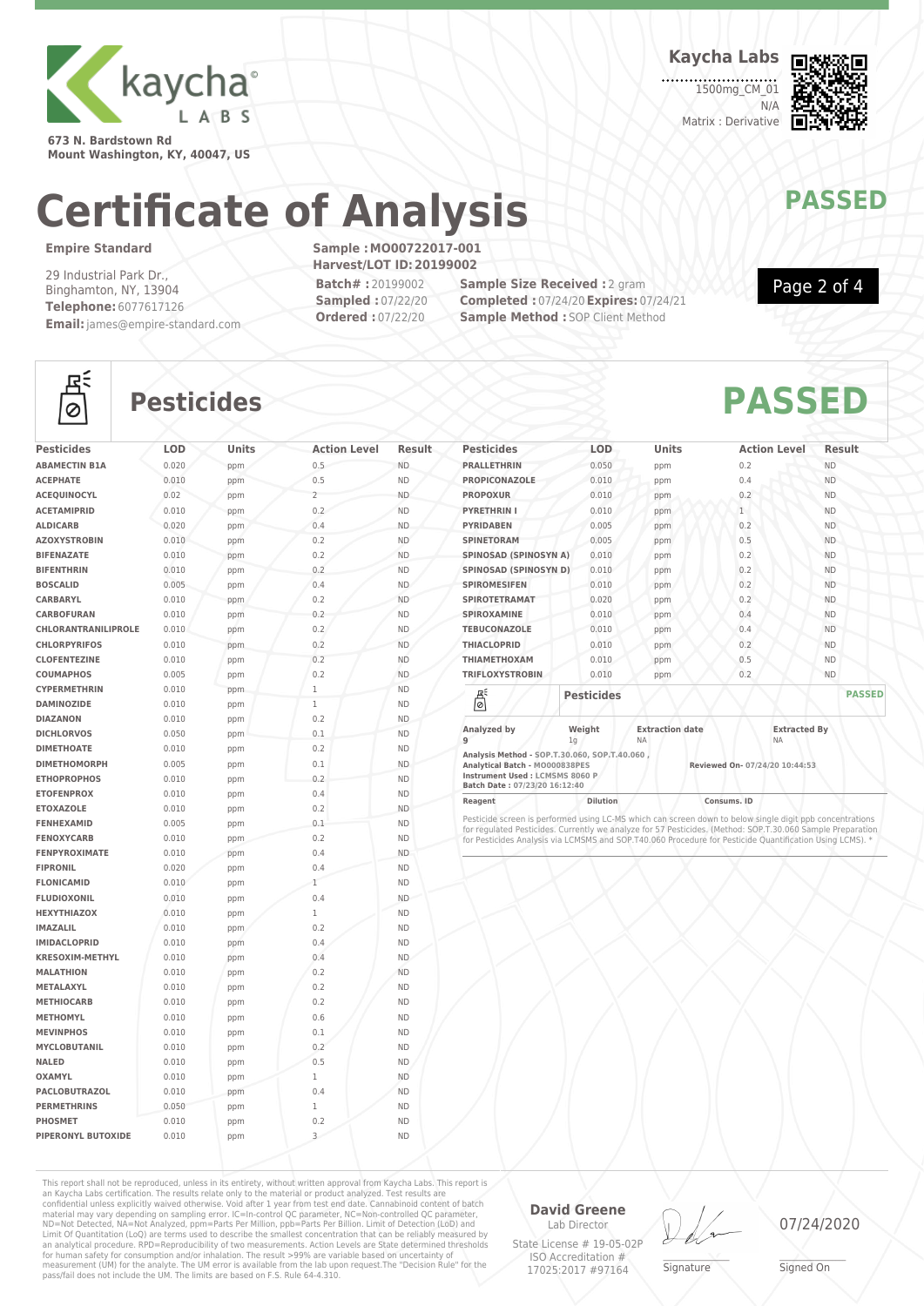Kaycha Labs

673 N. Bardstown Rd
Mount Washington, KY, 40047, US

Kaycha Labs
1500mg_CM_01
N/A
Matrix : Derivative

# Certificate of Analysis

**PASSED**

**Empire Standard**

29 Industrial Park Dr.,
Binghamton, NY, 13904
**Telephone:** 6077617126
**Email:** james@empire-standard.com

**Sample : MO00722017-001**
**Harvest/LOT ID: 20199002**
**Batch# :** 20199002
**Sampled :** 07/22/20
**Ordered :** 07/22/20
**Sample Size Received :** 2 gram
**Completed :** 07/24/20 **Expires:** 07/24/21
**Sample Method :** SOP Client Method

## Pesticides

**PASSED**

| Pesticides | LOD | Units | Action Level | Result |
|---|---|---|---|---|
| ABAMECTIN B1A | 0.020 | ppm | 0.5 | ND |
| ACEPHATE | 0.010 | ppm | 0.5 | ND |
| ACEQUINOCYL | 0.02 | ppm | 2 | ND |
| ACETAMIPRID | 0.010 | ppm | 0.2 | ND |
| ALDICARB | 0.020 | ppm | 0.4 | ND |
| AZOXYSTROBIN | 0.010 | ppm | 0.2 | ND |
| BIFENAZATE | 0.010 | ppm | 0.2 | ND |
| BIFENTHRIN | 0.010 | ppm | 0.2 | ND |
| BOSCALID | 0.005 | ppm | 0.4 | ND |
| CARBARYL | 0.010 | ppm | 0.2 | ND |
| CARBOFURAN | 0.010 | ppm | 0.2 | ND |
| CHLORANTRANILIPROLE | 0.010 | ppm | 0.2 | ND |
| CHLORPYRIFOS | 0.010 | ppm | 0.2 | ND |
| CLOFENTEZINE | 0.010 | ppm | 0.2 | ND |
| COUMAPHOS | 0.005 | ppm | 0.2 | ND |
| CYPERMETHRIN | 0.010 | ppm | 1 | ND |
| DAMINOZIDE | 0.010 | ppm | 1 | ND |
| DIAZANON | 0.010 | ppm | 0.2 | ND |
| DICHLORVOS | 0.050 | ppm | 0.1 | ND |
| DIMETHOATE | 0.010 | ppm | 0.2 | ND |
| DIMETHOMORPH | 0.005 | ppm | 0.1 | ND |
| ETHOPROPHOS | 0.010 | ppm | 0.2 | ND |
| ETOFENPROX | 0.010 | ppm | 0.4 | ND |
| ETOXAZOLE | 0.010 | ppm | 0.2 | ND |
| FENHEXAMID | 0.005 | ppm | 0.1 | ND |
| FENOXYCARB | 0.010 | ppm | 0.2 | ND |
| FENPYROXIMATE | 0.010 | ppm | 0.4 | ND |
| FIPRONIL | 0.020 | ppm | 0.4 | ND |
| FLONICAMID | 0.010 | ppm | 1 | ND |
| FLUDIOXONIL | 0.010 | ppm | 0.4 | ND |
| HEXYTHIAZOX | 0.010 | ppm | 1 | ND |
| IMAZALIL | 0.010 | ppm | 0.2 | ND |
| IMIDACLOPRID | 0.010 | ppm | 0.4 | ND |
| KRESOXIM-METHYL | 0.010 | ppm | 0.4 | ND |
| MALATHION | 0.010 | ppm | 0.2 | ND |
| METALAXYL | 0.010 | ppm | 0.2 | ND |
| METHIOCARB | 0.010 | ppm | 0.2 | ND |
| METHOMYL | 0.010 | ppm | 0.6 | ND |
| MEVINPHOS | 0.010 | ppm | 0.1 | ND |
| MYCLOBUTANIL | 0.010 | ppm | 0.2 | ND |
| NALED | 0.010 | ppm | 0.5 | ND |
| OXAMYL | 0.010 | ppm | 1 | ND |
| PACLOBUTRAZOL | 0.010 | ppm | 0.4 | ND |
| PERMETHRINS | 0.050 | ppm | 1 | ND |
| PHOSMET | 0.010 | ppm | 0.2 | ND |
| PIPERONYL BUTOXIDE | 0.010 | ppm | 3 | ND |
| PRALLETHRIN | 0.050 | ppm | 0.2 | ND |
| PROPICONAZOLE | 0.010 | ppm | 0.4 | ND |
| PROPOXUR | 0.010 | ppm | 0.2 | ND |
| PYRETHRIN I | 0.010 | ppm | 1 | ND |
| PYRIDABEN | 0.005 | ppm | 0.2 | ND |
| SPINETORAM | 0.005 | ppm | 0.5 | ND |
| SPINOSAD (SPINOSYN A) | 0.010 | ppm | 0.2 | ND |
| SPINOSAD (SPINOSYN D) | 0.010 | ppm | 0.2 | ND |
| SPIROMESIFEN | 0.010 | ppm | 0.2 | ND |
| SPIROTETRAMAT | 0.020 | ppm | 0.2 | ND |
| SPIROXAMINE | 0.010 | ppm | 0.4 | ND |
| TEBUCONAZOLE | 0.010 | ppm | 0.4 | ND |
| THIACLOPRID | 0.010 | ppm | 0.2 | ND |
| THIAMETHOXAM | 0.010 | ppm | 0.5 | ND |
| TRIFLOXYSTROBIN | 0.010 | ppm | 0.2 | ND |

**Pesticides** — **PASSED**

| Analyzed by | Weight | Extraction date | Extracted By |
|---|---|---|---|
| 9 | 1g | NA | NA |

**Analysis Method - SOP.T.30.060, SOP.T.40.060 ,**
**Analytical Batch - MO000838PES**
**Instrument Used : LCMSMS 8060 P**
**Batch Date : 07/23/20 16:12:40**
**Reviewed On- 07/24/20 10:44:53**

| Reagent | Dilution | Consums. ID |
|---|---|---|

Pesticide screen is performed using LC-MS which can screen down to below single digit ppb concentrations for regulated Pesticides. Currently we analyze for 57 Pesticides. (Method: SOP.T.30.060 Sample Preparation for Pesticides Analysis via LCMSMS and SOP.T40.060 Procedure for Pesticide Quantification Using LCMS). *

This report shall not be reproduced, unless in its entirety, without written approval from Kaycha Labs. This report is an Kaycha Labs certification. The results relate only to the material or product analyzed. Test results are confidential unless explicitly waived otherwise. Void after 1 year from test end date. Cannabinoid content of batch material may vary depending on sampling error. IC=In-control QC parameter, NC=Non-controlled QC parameter, ND=Not Detected, NA=Not Analyzed, ppm=Parts Per Million, ppb=Parts Per Billion. Limit of Detection (LoD) and Limit Of Quantitation (LoQ) are terms used to describe the smallest concentration that can be reliably measured by an analytical procedure. RPD=Reproducibility of two measurements. Action Levels are State determined thresholds for human safety for consumption and/or inhalation. The result >99% are variable based on uncertainty of measurement (UM) for the analyte. The UM error is available from the lab upon request.The "Decision Rule" for the pass/fail does not include the UM. The limits are based on F.S. Rule 64-4.310.

**David Greene**
Lab Director
State License # 19-05-02P
ISO Accreditation # 17025:2017 #97164

Signature

07/24/2020
Signed On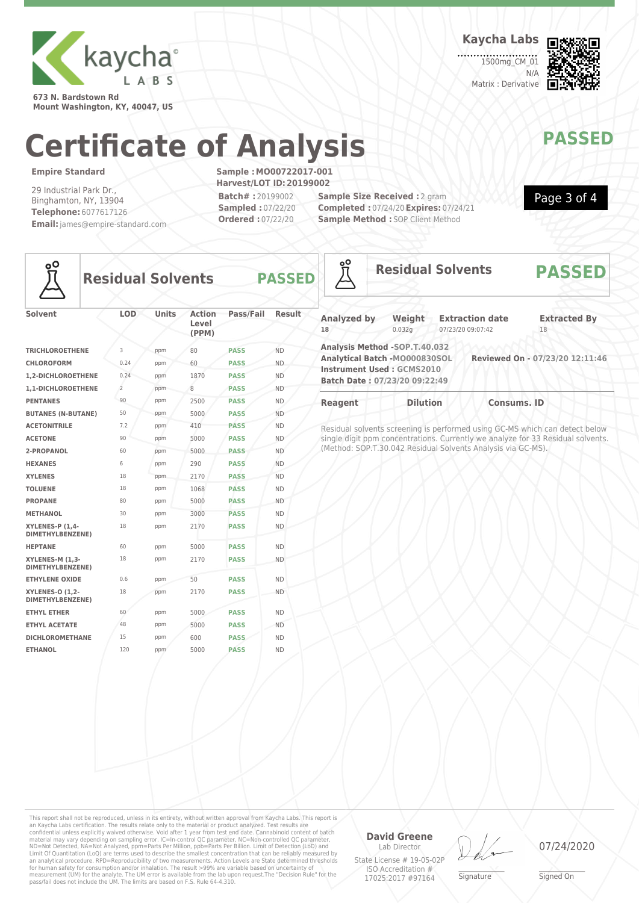**kaycha LABS**

673 N. Bardstown Rd
Mount Washington, KY, 40047, US

**Kaycha Labs**

1500mg_CM_01
N/A
Matrix : Derivative

# Certificate of Analysis

**PASSED**

**Empire Standard**

29 Industrial Park Dr.,
Binghamton, NY, 13904
**Telephone:** 6077617126
**Email:** james@empire-standard.com

**Sample : MO00722017-001**
**Harvest/LOT ID: 20199002**
**Batch# :** 20199002
**Sampled :** 07/22/20
**Ordered :** 07/22/20

**Sample Size Received :** 2 gram
**Completed :** 07/24/20 **Expires:** 07/24/21
**Sample Method :** SOP Client Method

## Residual Solvents — PASSED

| Solvent | LOD | Units | Action Level (PPM) | Pass/Fail | Result |
|---|---|---|---|---|---|
| TRICHLOROETHENE | 3 | ppm | 80 | PASS | ND |
| CHLOROFORM | 0.24 | ppm | 60 | PASS | ND |
| 1,2-DICHLOROETHENE | 0.24 | ppm | 1870 | PASS | ND |
| 1,1-DICHLOROETHENE | 2 | ppm | 8 | PASS | ND |
| PENTANES | 90 | ppm | 2500 | PASS | ND |
| BUTANES (N-BUTANE) | 50 | ppm | 5000 | PASS | ND |
| ACETONITRILE | 7.2 | ppm | 410 | PASS | ND |
| ACETONE | 90 | ppm | 5000 | PASS | ND |
| 2-PROPANOL | 60 | ppm | 5000 | PASS | ND |
| HEXANES | 6 | ppm | 290 | PASS | ND |
| XYLENES | 18 | ppm | 2170 | PASS | ND |
| TOLUENE | 18 | ppm | 1068 | PASS | ND |
| PROPANE | 80 | ppm | 5000 | PASS | ND |
| METHANOL | 30 | ppm | 3000 | PASS | ND |
| XYLENES-P (1,4-DIMETHYLBENZENE) | 18 | ppm | 2170 | PASS | ND |
| HEPTANE | 60 | ppm | 5000 | PASS | ND |
| XYLENES-M (1,3-DIMETHYLBENZENE) | 18 | ppm | 2170 | PASS | ND |
| ETHYLENE OXIDE | 0.6 | ppm | 50 | PASS | ND |
| XYLENES-O (1,2-DIMETHYLBENZENE) | 18 | ppm | 2170 | PASS | ND |
| ETHYL ETHER | 60 | ppm | 5000 | PASS | ND |
| ETHYL ACETATE | 48 | ppm | 5000 | PASS | ND |
| DICHLOROMETHANE | 15 | ppm | 600 | PASS | ND |
| ETHANOL | 120 | ppm | 5000 | PASS | ND |

## Residual Solvents — PASSED

| Analyzed by | Weight | Extraction date | Extracted By |
|---|---|---|---|
| 18 | 0.032g | 07/23/20 09:07:42 | 18 |

**Analysis Method -SOP.T.40.032**
**Analytical Batch -MO000830SOL**
**Instrument Used : GCMS2010**
**Batch Date : 07/23/20 09:22:49**
**Reviewed On - 07/23/20 12:11:46**

| Reagent | Dilution | Consums. ID |
|---|---|---|

Residual solvents screening is performed using GC-MS which can detect below single digit ppm concentrations. Currently we analyze for 33 Residual solvents. (Method: SOP.T.30.042 Residual Solvents Analysis via GC-MS).

This report shall not be reproduced, unless in its entirety, without written approval from Kaycha Labs. This report is an Kaycha Labs certification. The results relate only to the material or product analyzed. Test results are confidential unless explicitly waived otherwise. Void after 1 year from test end date. Cannabinoid content of batch material may vary depending on sampling error. IC=In-control QC parameter, NC=Non-controlled QC parameter, ND=Not Detected, NA=Not Analyzed, ppm=Parts Per Million, ppb=Parts Per Billion. Limit of Detection (LoD) and Limit Of Quantitation (LoQ) are terms used to describe the smallest concentration that can be reliably measured by an analytical procedure. RPD=Reproducibility of two measurements. Action Levels are State determined thresholds for human safety for consumption and/or inhalation. The result >99% are variable based on uncertainty of measurement (UM) for the analyte. The UM error is available from the lab upon request.The "Decision Rule" for the pass/fail does not include the UM. The limits are based on F.S. Rule 64-4.310.

**David Greene**
Lab Director
State License # 19-05-02P
ISO Accreditation # 17025:2017 #97164

Signature

07/24/2020
Signed On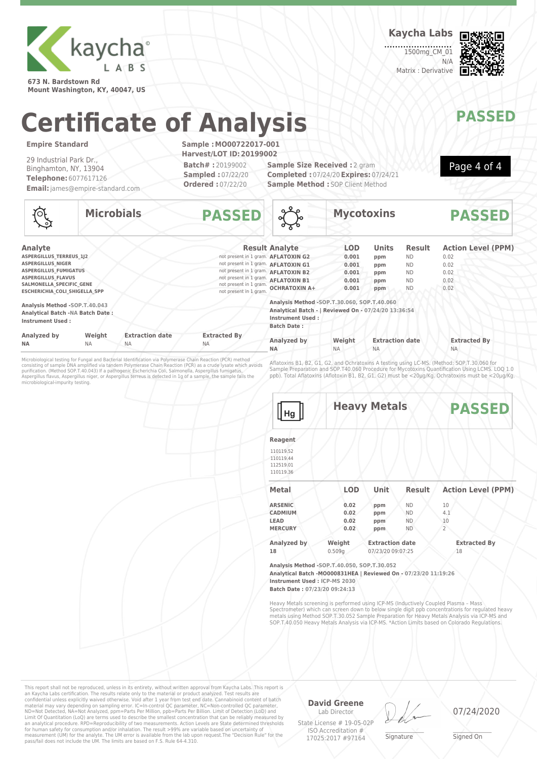kaycha LABS

673 N. Bardstown Rd
Mount Washington, KY, 40047, US

**Kaycha Labs**

1500mg_CM_01
N/A
Matrix : Derivative

# Certificate of Analysis

## PASSED

**Empire Standard**

29 Industrial Park Dr.,
Binghamton, NY, 13904
**Telephone:** 6077617126
**Email:** james@empire-standard.com

**Sample :** MO00722017-001
**Harvest/LOT ID:** 20199002
**Batch# :** 20199002
**Sampled :** 07/22/20
**Ordered :** 07/22/20

**Sample Size Received :** 2 gram
**Completed :** 07/24/20 **Expires:** 07/24/21
**Sample Method :** SOP Client Method

## Microbials PASSED

| Analyte | Result |
|---|---|
| ASPERGILLUS_TERREUS_1J2 | not present in 1 gram. |
| ASPERGILLUS_NIGER | not present in 1 gram. |
| ASPERGILLUS_FUMIGATUS | not present in 1 gram. |
| ASPERGILLUS_FLAVUS | not present in 1 gram. |
| SALMONELLA_SPECIFIC_GENE | not present in 1 gram. |
| ESCHERICHIA_COLI_SHIGELLA_SPP | not present in 1 gram. |

**Analysis Method -SOP.T.40.043**
**Analytical Batch -NA Batch Date :**
**Instrument Used :**

| Analyzed by | Weight | Extraction date | Extracted By |
|---|---|---|---|
| NA | NA | NA | NA |

Microbiological testing for Fungal and Bacterial Identification via Polymerase Chain Reaction (PCR) method consisting of sample DNA amplified via tandem Polymerase Chain Reaction (PCR) as a crude lysate which avoids purification. (Method SOP.T.40.043) If a pathogenic Escherichia Coli, Salmonella, Aspergillus fumigatus, Aspergillus flavus, Aspergillus niger, or Aspergillus terreus is detected in 1g of a sample, the sample fails the microbiological-impurity testing.

## Mycotoxins PASSED

| Analyte | LOD | Units | Result | Action Level (PPM) |
|---|---|---|---|---|
| AFLATOXIN G2 | 0.001 | ppm | ND | 0.02 |
| AFLATOXIN G1 | 0.001 | ppm | ND | 0.02 |
| AFLATOXIN B2 | 0.001 | ppm | ND | 0.02 |
| AFLATOXIN B1 | 0.001 | ppm | ND | 0.02 |
| OCHRATOXIN A+ | 0.001 | ppm | ND | 0.02 |

**Analysis Method -SOP.T.30.060, SOP.T.40.060**
**Analytical Batch - | Reviewed On - 07/24/20 13:36:54**
**Instrument Used :**
**Batch Date :**

| Analyzed by | Weight | Extraction date | Extracted By |
|---|---|---|---|
| NA | NA | NA | NA |

Aflatoxins B1, B2, G1, G2, and Ochratoxins A testing using LC-MS. (Method: SOP.T.30.060 for Sample Preparation and SOP.T40.060 Procedure for Mycotoxins Quantification Using LCMS. LOQ 1.0 ppb). Total Aflatoxins (Aflotoxin B1, B2, G1, G2) must be <20µg/Kg. Ochratoxins must be <20µg/Kg.

## Heavy Metals PASSED

**Reagent**

110119.52
110119.44
112519.01
110119.36

| Metal | LOD | Unit | Result | Action Level (PPM) |
|---|---|---|---|---|
| ARSENIC | 0.02 | ppm | ND | 10 |
| CADMIUM | 0.02 | ppm | ND | 4.1 |
| LEAD | 0.02 | ppm | ND | 10 |
| MERCURY | 0.02 | ppm | ND | 2 |

| Analyzed by | Weight | Extraction date | Extracted By |
|---|---|---|---|
| 18 | 0.509g | 07/23/20 09:07:25 | 18 |

**Analysis Method -SOP.T.40.050, SOP.T.30.052**
**Analytical Batch -MO000831HEA | Reviewed On - 07/23/20 11:19:26**
**Instrument Used : ICP-MS 2030**
**Batch Date : 07/23/20 09:24:13**

Heavy Metals screening is performed using ICP-MS (Inductively Coupled Plasma - Mass Spectrometer) which can screen down to below single digit ppb concentrations for regulated heavy metals using Method SOP.T.30.052 Sample Preparation for Heavy Metals Analysis via ICP-MS and SOP.T.40.050 Heavy Metals Analysis via ICP-MS. *Action Limits based on Colorado Regulations.

This report shall not be reproduced, unless in its entirety, without written approval from Kaycha Labs. This report is an Kaycha Labs certification. The results relate only to the material or product analyzed. Test results are confidential unless explicitly waived otherwise. Void after 1 year from test end date. Cannabinoid content of batch material may vary depending on sampling error. IC=In-control QC parameter, NC=Non-controlled QC parameter, ND=Not Detected, NA=Not Analyzed, ppm=Parts Per Million, ppb=Parts Per Billion. Limit of Detection (LoD) and Limit Of Quantitation (LoQ) are terms used to describe the smallest concentration that can be reliably measured by an analytical procedure. RPD=Reproducibility of two measurements. Action Levels are State determined thresholds for human safety for consumption and/or inhalation. The result >99% are variable based on uncertainty of measurement (UM) for the analyte. The UM error is available from the lab upon request.The "Decision Rule" for the pass/fail does not include the UM. The limits are based on F.S. Rule 64-4.310.

**David Greene**
Lab Director
State License # 19-05-02P
ISO Accreditation # 17025:2017 #97164

Signature

07/24/2020
Signed On